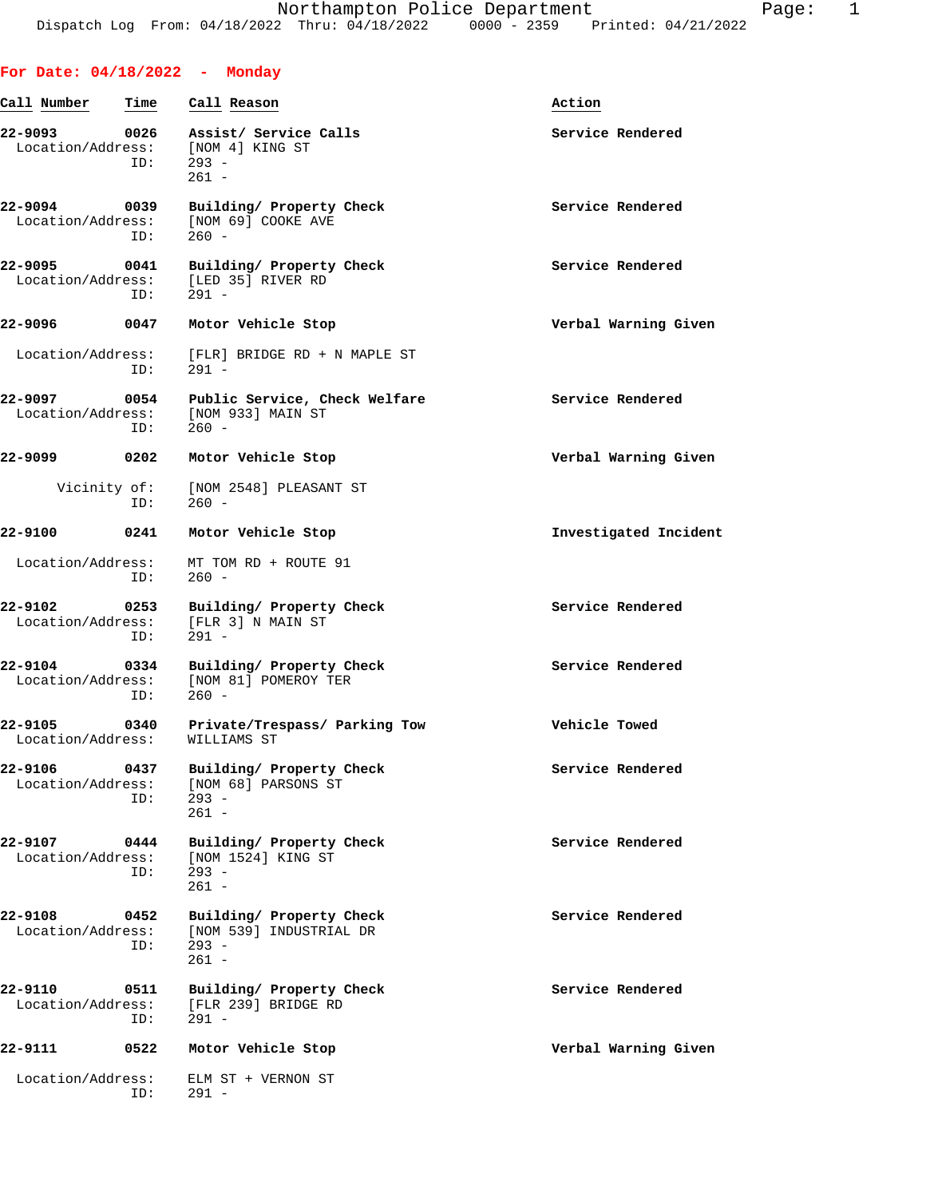Northampton Police Department

Dispatch Log From: 04/18/2022 Thru: 04/18/2022 0000 - 2359 Printed: 04/21/2022

## For Date: 04/18/2022 - Monday

| Call Number | Time | Call Reason | Action |
|---|---|---|---|
| 22-9093 | 0026 | Assist/ Service Calls | Service Rendered |
| Location/Address: | | [NOM 4] KING ST | |
| ID: | | 293 - | |
| | | 261 - | |
| 22-9094 | 0039 | Building/ Property Check | Service Rendered |
| Location/Address: | | [NOM 69] COOKE AVE | |
| ID: | | 260 - | |
| 22-9095 | 0041 | Building/ Property Check | Service Rendered |
| Location/Address: | | [LED 35] RIVER RD | |
| ID: | | 291 - | |
| 22-9096 | 0047 | Motor Vehicle Stop | Verbal Warning Given |
| Location/Address: | | [FLR] BRIDGE RD + N MAPLE ST | |
| ID: | | 291 - | |
| 22-9097 | 0054 | Public Service, Check Welfare | Service Rendered |
| Location/Address: | | [NOM 933] MAIN ST | |
| ID: | | 260 - | |
| 22-9099 | 0202 | Motor Vehicle Stop | Verbal Warning Given |
| Vicinity of: | | [NOM 2548] PLEASANT ST | |
| ID: | | 260 - | |
| 22-9100 | 0241 | Motor Vehicle Stop | Investigated Incident |
| Location/Address: | | MT TOM RD + ROUTE 91 | |
| ID: | | 260 - | |
| 22-9102 | 0253 | Building/ Property Check | Service Rendered |
| Location/Address: | | [FLR 3] N MAIN ST | |
| ID: | | 291 - | |
| 22-9104 | 0334 | Building/ Property Check | Service Rendered |
| Location/Address: | | [NOM 81] POMEROY TER | |
| ID: | | 260 - | |
| 22-9105 | 0340 | Private/Trespass/ Parking Tow | Vehicle Towed |
| Location/Address: | | WILLIAMS ST | |
| 22-9106 | 0437 | Building/ Property Check | Service Rendered |
| Location/Address: | | [NOM 68] PARSONS ST | |
| ID: | | 293 - | |
| | | 261 - | |
| 22-9107 | 0444 | Building/ Property Check | Service Rendered |
| Location/Address: | | [NOM 1524] KING ST | |
| ID: | | 293 - | |
| | | 261 - | |
| 22-9108 | 0452 | Building/ Property Check | Service Rendered |
| Location/Address: | | [NOM 539] INDUSTRIAL DR | |
| ID: | | 293 - | |
| | | 261 - | |
| 22-9110 | 0511 | Building/ Property Check | Service Rendered |
| Location/Address: | | [FLR 239] BRIDGE RD | |
| ID: | | 291 - | |
| 22-9111 | 0522 | Motor Vehicle Stop | Verbal Warning Given |
| Location/Address: | | ELM ST + VERNON ST | |
| ID: | | 291 - | |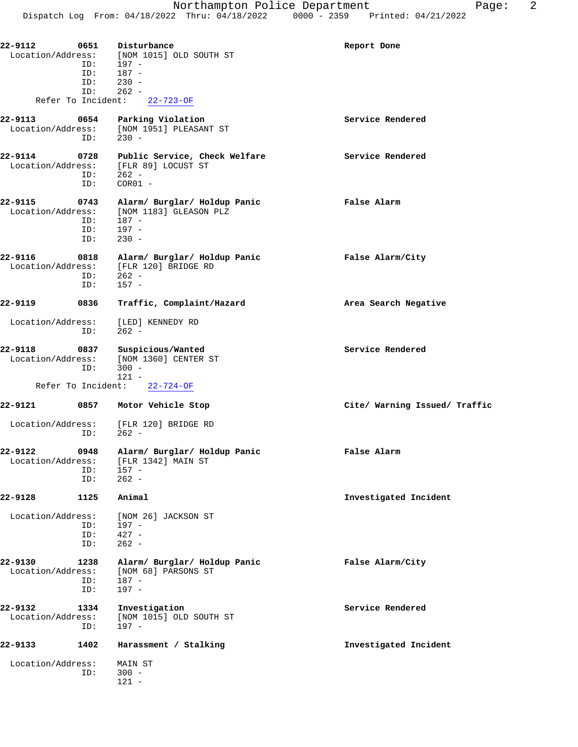**22-9112** **0651** **Disturbance** **Report Done**
Location/Address: [NOM 1015] OLD SOUTH ST
ID: 197 -
ID: 187 -
ID: 230 -
ID: 262 -
Refer To Incident: 22-723-OF

**22-9113** **0654** **Parking Violation** **Service Rendered**
Location/Address: [NOM 1951] PLEASANT ST
ID: 230 -

**22-9114** **0728** **Public Service, Check Welfare** **Service Rendered**
Location/Address: [FLR 89] LOCUST ST
ID: 262 -
ID: COR01 -

**22-9115** **0743** **Alarm/ Burglar/ Holdup Panic** **False Alarm**
Location/Address: [NOM 1183] GLEASON PLZ
ID: 187 -
ID: 197 -
ID: 230 -

**22-9116** **0818** **Alarm/ Burglar/ Holdup Panic** **False Alarm/City**
Location/Address: [FLR 120] BRIDGE RD
ID: 262 -
ID: 157 -

**22-9119** **0836** **Traffic, Complaint/Hazard** **Area Search Negative**
Location/Address: [LED] KENNEDY RD
ID: 262 -

**22-9118** **0837** **Suspicious/Wanted** **Service Rendered**
Location/Address: [NOM 1360] CENTER ST
ID: 300 -
121 -
Refer To Incident: 22-724-OF

**22-9121** **0857** **Motor Vehicle Stop** **Cite/ Warning Issued/ Traffic**
Location/Address: [FLR 120] BRIDGE RD
ID: 262 -

**22-9122** **0948** **Alarm/ Burglar/ Holdup Panic** **False Alarm**
Location/Address: [FLR 1342] MAIN ST
ID: 157 -
ID: 262 -

**22-9128** **1125** **Animal** **Investigated Incident**
Location/Address: [NOM 26] JACKSON ST
ID: 197 -
ID: 427 -
ID: 262 -

**22-9130** **1238** **Alarm/ Burglar/ Holdup Panic** **False Alarm/City**
Location/Address: [NOM 68] PARSONS ST
ID: 187 -
ID: 197 -

**22-9132** **1334** **Investigation** **Service Rendered**
Location/Address: [NOM 1015] OLD SOUTH ST
ID: 197 -

**22-9133** **1402** **Harassment / Stalking** **Investigated Incident**
Location/Address: MAIN ST
ID: 300 -
121 -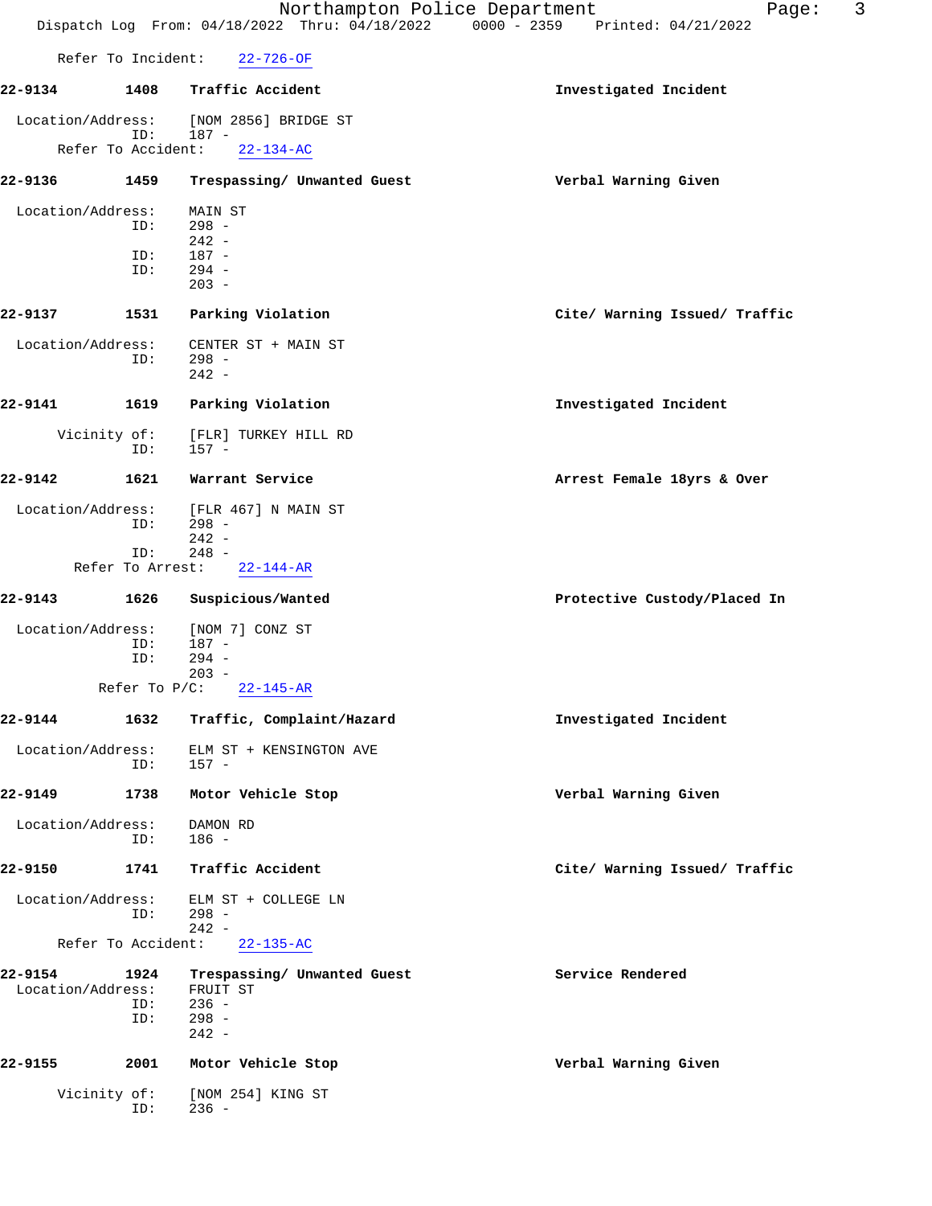Refer To Incident: 22-726-OF

**22-9134 1408 Traffic Accident** — **Investigated Incident**

Location/Address: [NOM 2856] BRIDGE ST
ID: 187 -
Refer To Accident: 22-134-AC

**22-9136 1459 Trespassing/ Unwanted Guest** — **Verbal Warning Given**

Location/Address: MAIN ST
ID: 298 -
242 -
ID: 187 -
ID: 294 -
203 -

**22-9137 1531 Parking Violation** — **Cite/ Warning Issued/ Traffic**

Location/Address: CENTER ST + MAIN ST
ID: 298 -
242 -

**22-9141 1619 Parking Violation** — **Investigated Incident**

Vicinity of: [FLR] TURKEY HILL RD
ID: 157 -

**22-9142 1621 Warrant Service** — **Arrest Female 18yrs & Over**

Location/Address: [FLR 467] N MAIN ST
ID: 298 -
242 -
ID: 248 -
Refer To Arrest: 22-144-AR

**22-9143 1626 Suspicious/Wanted** — **Protective Custody/Placed In**

Location/Address: [NOM 7] CONZ ST
ID: 187 -
ID: 294 -
203 -
Refer To P/C: 22-145-AR

**22-9144 1632 Traffic, Complaint/Hazard** — **Investigated Incident**

Location/Address: ELM ST + KENSINGTON AVE
ID: 157 -

**22-9149 1738 Motor Vehicle Stop** — **Verbal Warning Given**

Location/Address: DAMON RD
ID: 186 -

**22-9150 1741 Traffic Accident** — **Cite/ Warning Issued/ Traffic**

Location/Address: ELM ST + COLLEGE LN
ID: 298 -
242 -
Refer To Accident: 22-135-AC

**22-9154 1924 Trespassing/ Unwanted Guest** — **Service Rendered**

Location/Address: FRUIT ST
ID: 236 -
ID: 298 -
242 -

**22-9155 2001 Motor Vehicle Stop** — **Verbal Warning Given**

Vicinity of: [NOM 254] KING ST
ID: 236 -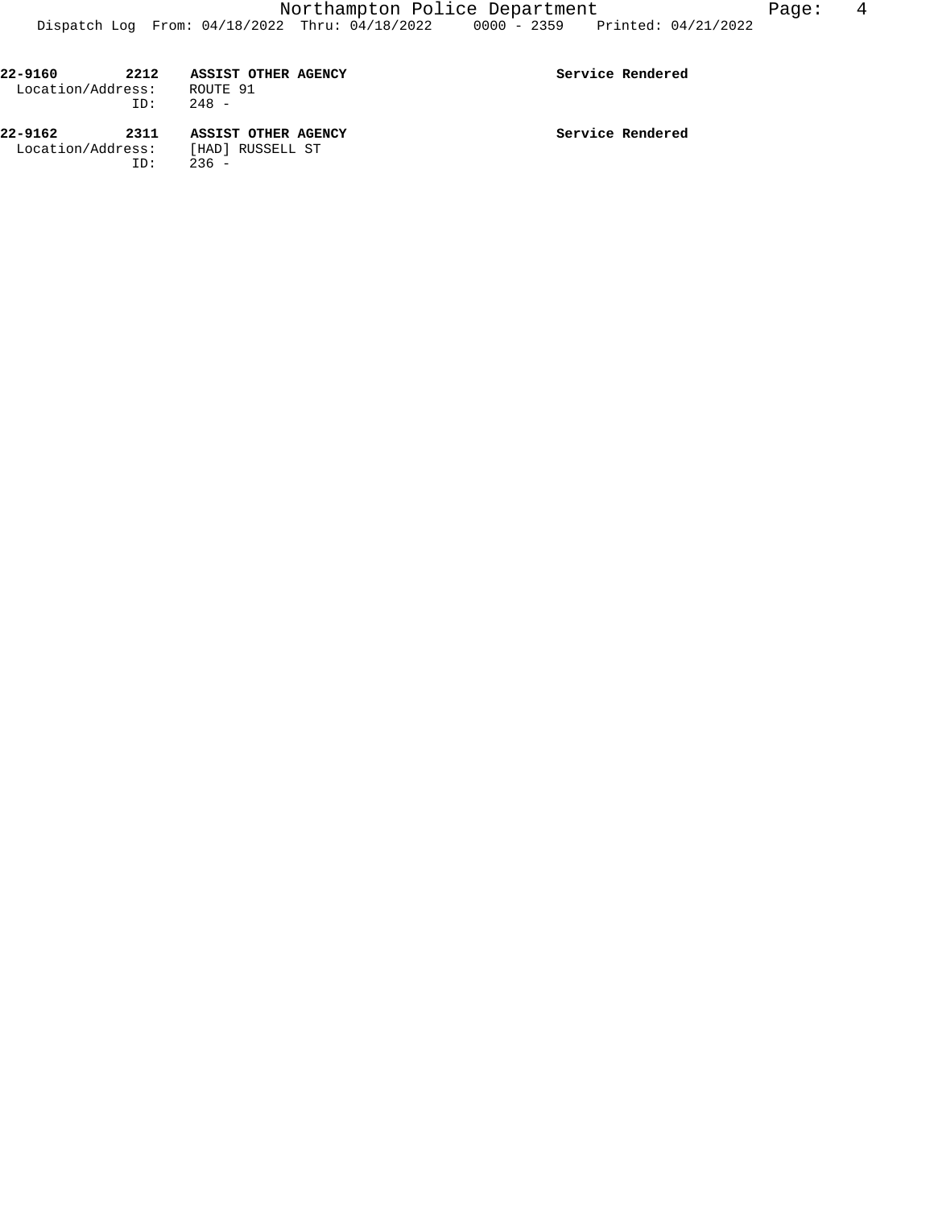**22-9160 2212 ASSIST OTHER AGENCY** **Service Rendered**

Location/Address: ROUTE 91

ID: 248 -

**22-9162 2311 ASSIST OTHER AGENCY** **Service Rendered**

Location/Address: [HAD] RUSSELL ST

ID: 236 -